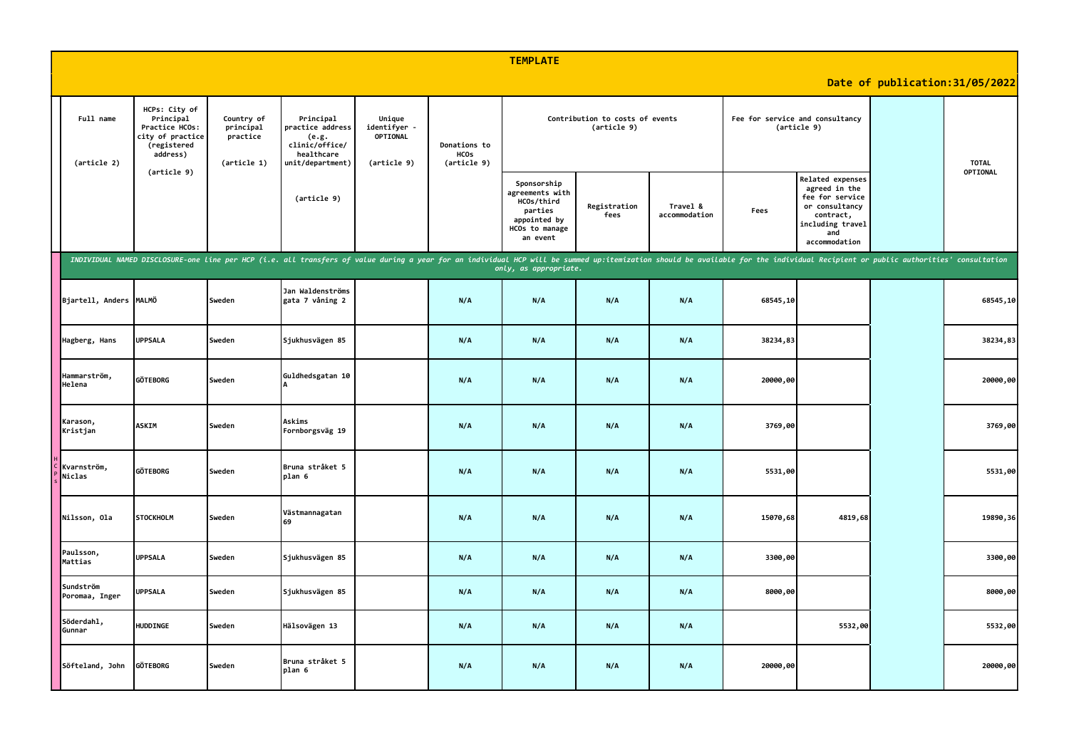# TEMPLATE

**Date of publication:31/05/2022**

| | Full name (article 2) | HCPs: City of Principal Practice HCOs: city of practice (registered address) (article 9) | Country of principal practice (article 1) | Principal practice address (e.g. clinic/office/ healthcare unit/department) (article 9) | Unique identifyer - OPTIONAL (article 9) | Donations to HCOs (article 9) | Contribution to costs of events (article 9) | | | Fee for service and consultancy (article 9) | | | TOTAL OPTIONAL |
|---|---|---|---|---|---|---|---|---|---|---|---|---|---|
| | | | | | | | Sponsorship agreements with HCOs/third parties appointed by HCOs to manage an event | Registration fees | Travel & accommodation | Fees | Related expenses agreed in the fee for service or consultancy contract, including travel and accommodation | | |
| | *INDIVIDUAL NAMED DISCLOSURE-one line per HCP (i.e. all transfers of value during a year for an individual HCP will be summed up:itemization should be available for the individual Recipient or public authorities' consultation only, as appropriate.* | | | | | | | | | | | | |
| HCPs | Bjartell, Anders | MALMÖ | Sweden | Jan Waldenströms gata 7 våning 2 | | N/A | N/A | N/A | N/A | 68545,10 | | | 68545,10 |
| | Hagberg, Hans | UPPSALA | Sweden | Sjukhusvägen 85 | | N/A | N/A | N/A | N/A | 38234,83 | | | 38234,83 |
| | Hammarström, Helena | GÖTEBORG | Sweden | Guldhedsgatan 10 A | | N/A | N/A | N/A | N/A | 20000,00 | | | 20000,00 |
| | Karason, Kristjan | ASKIM | Sweden | Askims Fornborgsväg 19 | | N/A | N/A | N/A | N/A | 3769,00 | | | 3769,00 |
| | Kvarnström, Niclas | GÖTEBORG | Sweden | Bruna stråket 5 plan 6 | | N/A | N/A | N/A | N/A | 5531,00 | | | 5531,00 |
| | Nilsson, Ola | STOCKHOLM | Sweden | Västmannagatan 69 | | N/A | N/A | N/A | N/A | 15070,68 | 4819,68 | | 19890,36 |
| | Paulsson, Mattias | UPPSALA | Sweden | Sjukhusvägen 85 | | N/A | N/A | N/A | N/A | 3300,00 | | | 3300,00 |
| | Sundström Poromaa, Inger | UPPSALA | Sweden | Sjukhusvägen 85 | | N/A | N/A | N/A | N/A | 8000,00 | | | 8000,00 |
| | Söderdahl, Gunnar | HUDDINGE | Sweden | Hälsovägen 13 | | N/A | N/A | N/A | N/A | | 5532,00 | | 5532,00 |
| | Söfteland, John | GÖTEBORG | Sweden | Bruna stråket 5 plan 6 | | N/A | N/A | N/A | N/A | 20000,00 | | | 20000,00 |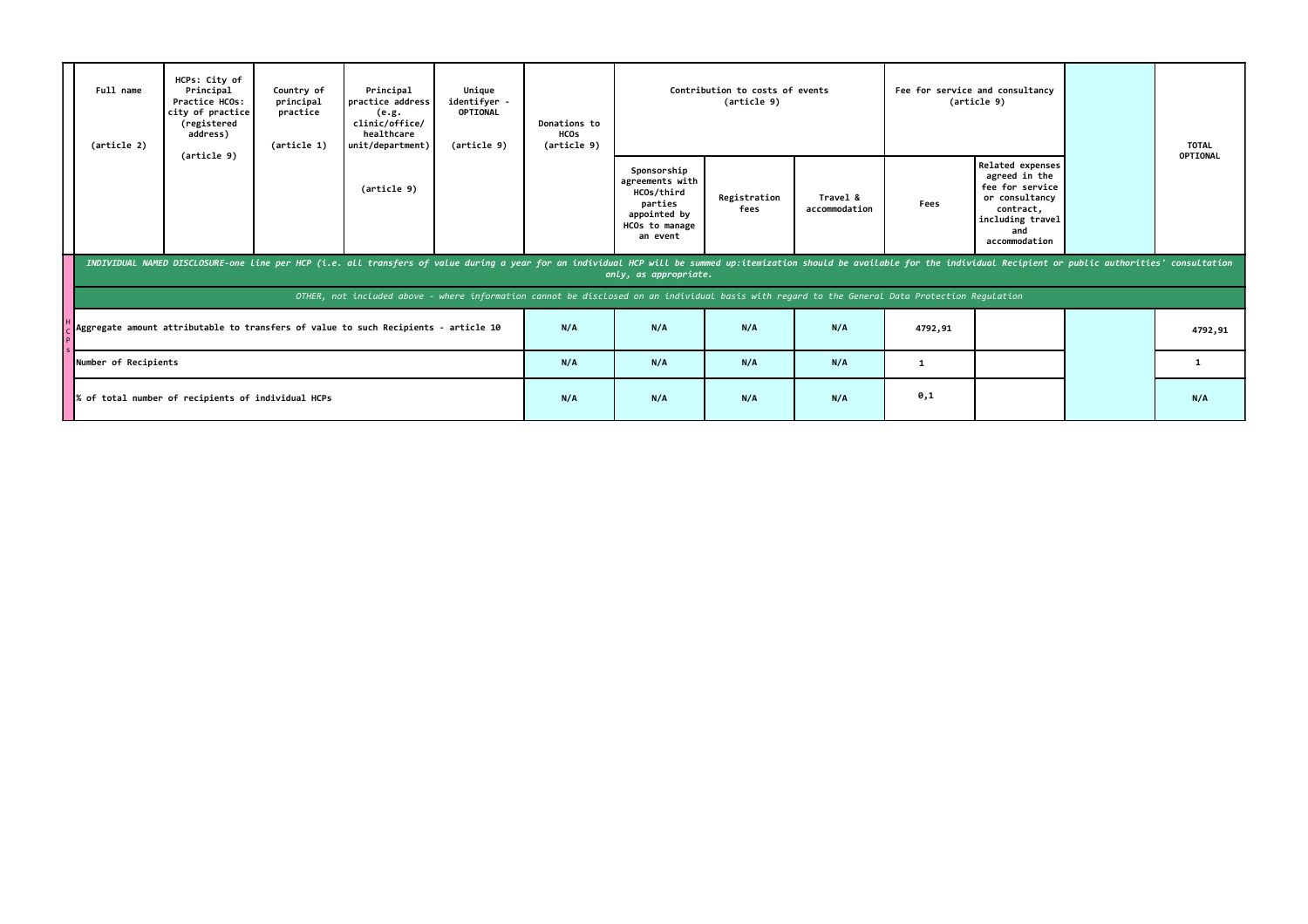| | Full name (article 2) | HCPs: City of Principal Practice HCOs: city of practice (registered address) (article 9) | Country of principal practice (article 1) | Principal practice address (e.g. clinic/office/ healthcare unit/department) (article 9) | Unique identifyer - OPTIONAL (article 9) | Donations to HCOs (article 9) | Contribution to costs of events (article 9) | | | Fee for service and consultancy (article 9) | | | TOTAL OPTIONAL |
|---|---|---|---|---|---|---|---|---|---|---|---|---|---|
| | | | | | | | Sponsorship agreements with HCOs/third parties appointed by HCOs to manage an event | Registration fees | Travel & accommodation | Fees | Related expenses agreed in the fee for service or consultancy contract, including travel and accommodation | | |
| | *INDIVIDUAL NAMED DISCLOSURE-one line per HCP (i.e. all transfers of value during a year for an individual HCP will be summed up:itemization should be available for the individual Recipient or public authorities' consultation only, as appropriate.* | | | | | | | | | | | | |
| | *OTHER, not included above - where information cannot be disclosed on an individual basis with regard to the General Data Protection Regulation* | | | | | | | | | | | | |
| HCPs | Aggregate amount attributable to transfers of value to such Recipients - article 10 | | | | | N/A | N/A | N/A | N/A | 4792,91 | | | 4792,91 |
| | Number of Recipients | | | | | N/A | N/A | N/A | N/A | 1 | | | 1 |
| | % of total number of recipients of individual HCPs | | | | | N/A | N/A | N/A | N/A | 0,1 | | | N/A |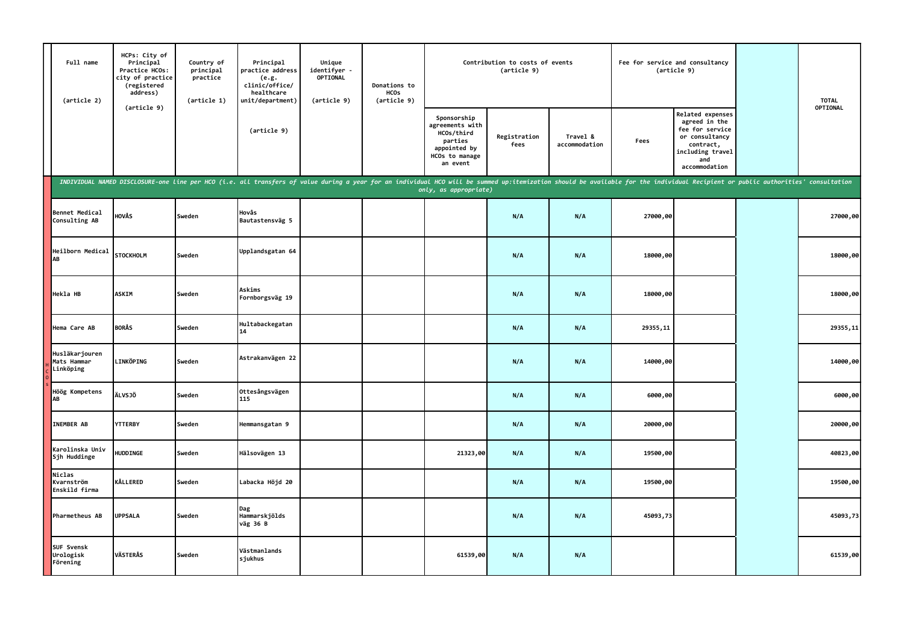| | Full name (article 2) | HCPs: City of Principal Practice HCOs: city of practice (registered address) (article 9) | Country of principal practice (article 1) | Principal practice address (e.g. clinic/office/ healthcare unit/department) (article 9) | Unique identifyer - OPTIONAL (article 9) | Donations to HCOs (article 9) | Contribution to costs of events (article 9) | | | Fee for service and consultancy (article 9) | | | TOTAL OPTIONAL |
|---|---|---|---|---|---|---|---|---|---|---|---|---|---|
| | | | | | | | Sponsorship agreements with HCOs/third parties appointed by HCOs to manage an event | Registration fees | Travel & accommodation | Fees | Related expenses agreed in the fee for service or consultancy contract, including travel and accommodation | | |
| | *INDIVIDUAL NAMED DISCLOSURE-one line per HCO (i.e. all transfers of value during a year for an individual HCO will be summed up:itemization should be available for the individual Recipient or public authorities' consultation only, as appropriate)* | | | | | | | | | | | | |
| HCOs | Bennet Medical Consulting AB | HOVÅS | Sweden | Hovås Bautastensväg 5 | | | | N/A | N/A | 27000,00 | | | 27000,00 |
| | Heilborn Medical AB | STOCKHOLM | Sweden | Upplandsgatan 64 | | | | N/A | N/A | 18000,00 | | | 18000,00 |
| | Hekla HB | ASKIM | Sweden | Askims Fornborgsväg 19 | | | | N/A | N/A | 18000,00 | | | 18000,00 |
| | Hema Care AB | BORÅS | Sweden | Hultabackegatan 14 | | | | N/A | N/A | 29355,11 | | | 29355,11 |
| | Husläkarjouren Mats Hammar Linköping | LINKÖPING | Sweden | Astrakanvägen 22 | | | | N/A | N/A | 14000,00 | | | 14000,00 |
| | Höög Kompetens AB | ÄLVSJÖ | Sweden | Ottesångsvägen 115 | | | | N/A | N/A | 6000,00 | | | 6000,00 |
| | INEMBER AB | YTTERBY | Sweden | Hemmansgatan 9 | | | | N/A | N/A | 20000,00 | | | 20000,00 |
| | Karolinska Univ Sjh Huddinge | HUDDINGE | Sweden | Hälsovägen 13 | | | 21323,00 | N/A | N/A | 19500,00 | | | 40823,00 |
| | Niclas Kvarnström Enskild firma | KÅLLERED | Sweden | Labacka Höjd 20 | | | | N/A | N/A | 19500,00 | | | 19500,00 |
| | Pharmetheus AB | UPPSALA | Sweden | Dag Hammarskjölds väg 36 B | | | | N/A | N/A | 45093,73 | | | 45093,73 |
| | SUF Svensk Urologisk Förening | VÄSTERÅS | Sweden | Västmanlands sjukhus | | | 61539,00 | N/A | N/A | | | | 61539,00 |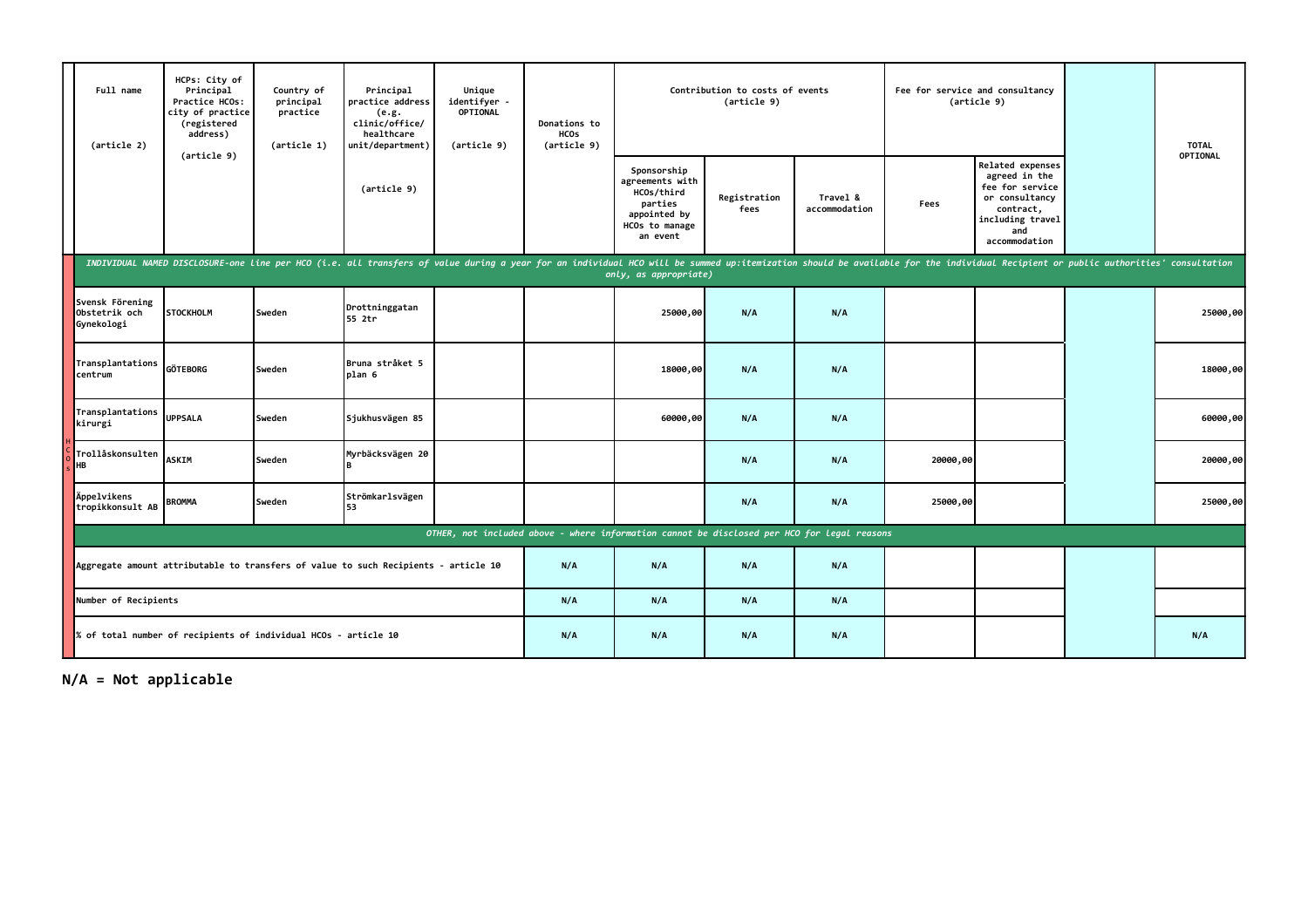| | Full name (article 2) | HCPs: City of Principal Practice HCOs: city of practice (registered address) (article 9) | Country of principal practice (article 1) | Principal practice address (e.g. clinic/office/ healthcare unit/department) (article 9) | Unique identifyer - OPTIONAL (article 9) | Donations to HCOs (article 9) | Contribution to costs of events (article 9) | | | Fee for service and consultancy (article 9) | | | TOTAL OPTIONAL |
|---|---|---|---|---|---|---|---|---|---|---|---|---|---|
| | | | | | | | Sponsorship agreements with HCOs/third parties appointed by HCOs to manage an event | Registration fees | Travel & accommodation | Fees | Related expenses agreed in the fee for service or consultancy contract, including travel and accommodation | | |
| *INDIVIDUAL NAMED DISCLOSURE-one line per HCO (i.e. all transfers of value during a year for an individual HCO will be summed up:itemization should be available for the individual Recipient or public authorities' consultation only, as appropriate)* | | | | | | | | | | | | | |
| HCOs | Svensk Förening Obstetrik och Gynekologi | STOCKHOLM | Sweden | Drottninggatan 55 2tr | | | 25000,00 | N/A | N/A | | | | 25000,00 |
| | Transplantations centrum | GÖTEBORG | Sweden | Bruna stråket 5 plan 6 | | | 18000,00 | N/A | N/A | | | | 18000,00 |
| | Transplantations kirurgi | UPPSALA | Sweden | Sjukhusvägen 85 | | | 60000,00 | N/A | N/A | | | | 60000,00 |
| | Trollåskonsulten HB | ASKIM | Sweden | Myrbäcksvägen 20 B | | | | N/A | N/A | 20000,00 | | | 20000,00 |
| | Äppelvikens tropikkonsult AB | BROMMA | Sweden | Strömkarlsvägen 53 | | | | N/A | N/A | 25000,00 | | | 25000,00 |
| *OTHER, not included above - where information cannot be disclosed per HCO for legal reasons* | | | | | | | | | | | | | |
| | Aggregate amount attributable to transfers of value to such Recipients - article 10 | | | | | N/A | N/A | N/A | N/A | | | | |
| | Number of Recipients | | | | | N/A | N/A | N/A | N/A | | | | |
| | % of total number of recipients of individual HCOs - article 10 | | | | | N/A | N/A | N/A | N/A | | | | N/A |

**N/A = Not applicable**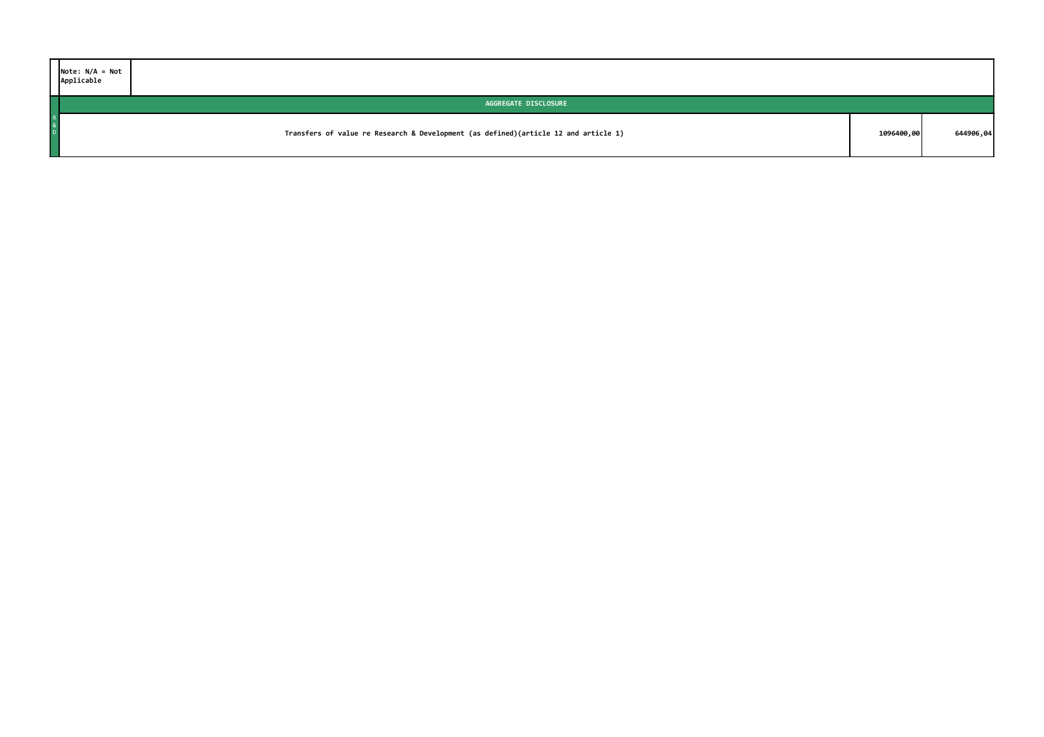| | | | |
|---|---|---|---|
| | Note: N/A = Not Applicable | | |
| | AGGREGATE DISCLOSURE | | |
| R & D | Transfers of value re Research & Development (as defined)(article 12 and article 1) | 1096400,00 | 644906,04 |